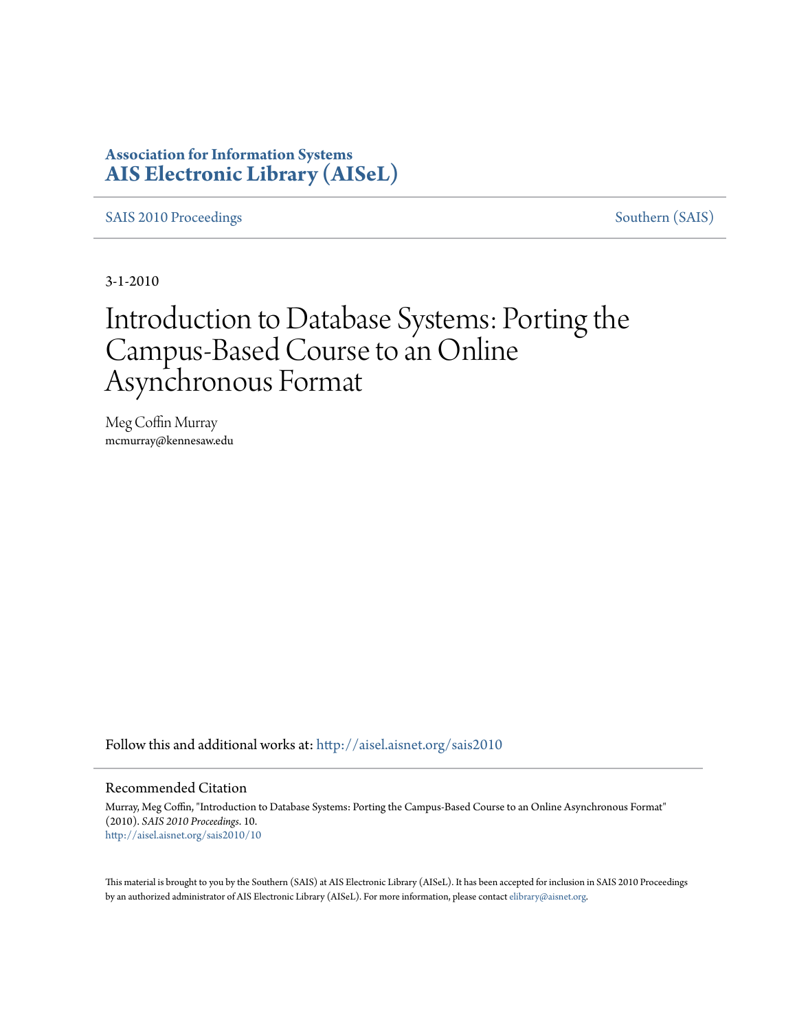**Association for Information Systems**
**AIS Electronic Library (AISeL)**

SAIS 2010 Proceedings | Southern (SAIS)

3-1-2010

# Introduction to Database Systems: Porting the Campus-Based Course to an Online Asynchronous Format

Meg Coffin Murray
mcmurray@kennesaw.edu

Follow this and additional works at: http://aisel.aisnet.org/sais2010

## Recommended Citation

Murray, Meg Coffin, "Introduction to Database Systems: Porting the Campus-Based Course to an Online Asynchronous Format" (2010). *SAIS 2010 Proceedings*. 10.
http://aisel.aisnet.org/sais2010/10

This material is brought to you by the Southern (SAIS) at AIS Electronic Library (AISeL). It has been accepted for inclusion in SAIS 2010 Proceedings by an authorized administrator of AIS Electronic Library (AISeL). For more information, please contact elibrary@aisnet.org.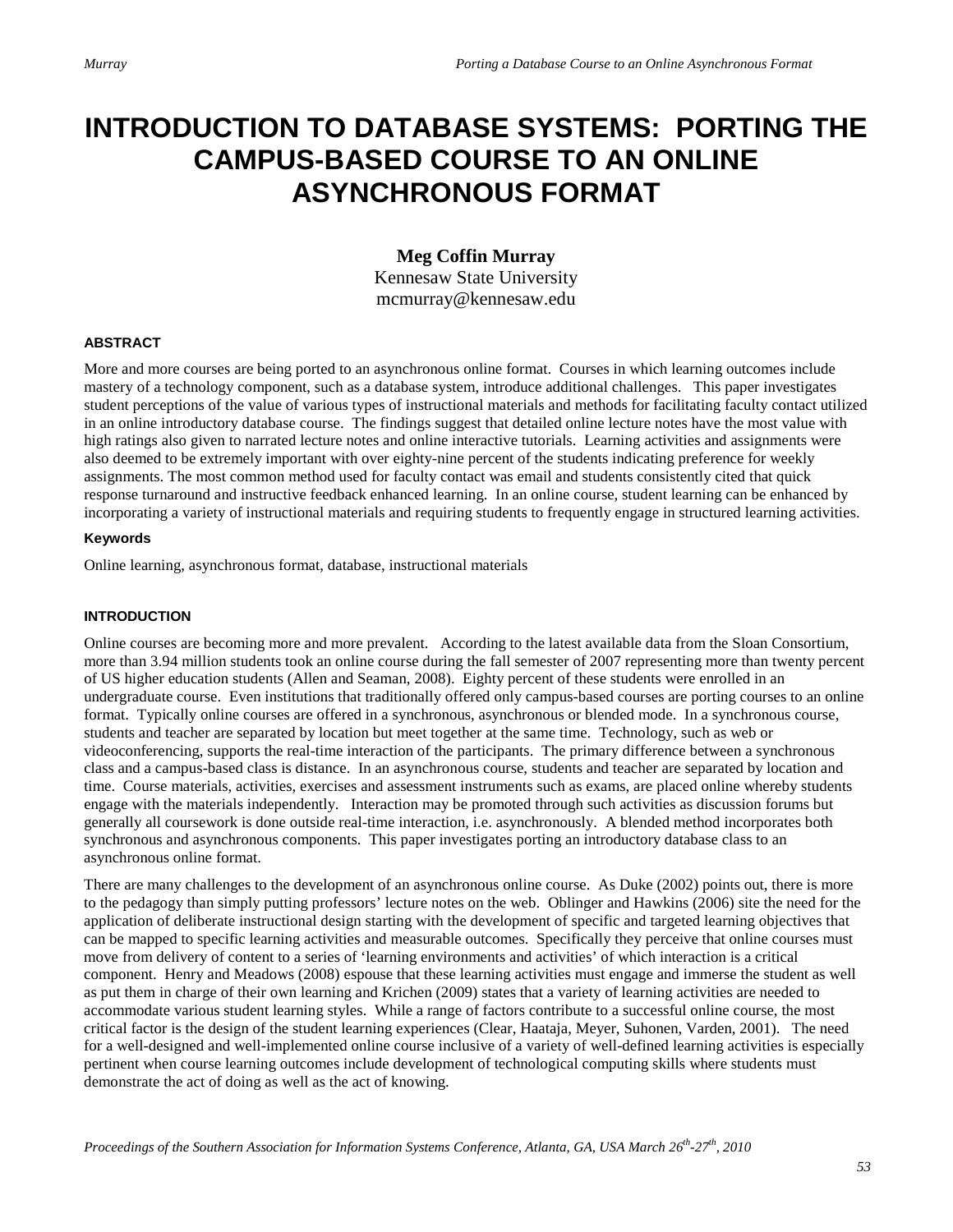# INTRODUCTION TO DATABASE SYSTEMS: PORTING THE CAMPUS-BASED COURSE TO AN ONLINE ASYNCHRONOUS FORMAT

**Meg Coffin Murray**
Kennesaw State University
mcmurray@kennesaw.edu

#### ABSTRACT

More and more courses are being ported to an asynchronous online format. Courses in which learning outcomes include mastery of a technology component, such as a database system, introduce additional challenges. This paper investigates student perceptions of the value of various types of instructional materials and methods for facilitating faculty contact utilized in an online introductory database course. The findings suggest that detailed online lecture notes have the most value with high ratings also given to narrated lecture notes and online interactive tutorials. Learning activities and assignments were also deemed to be extremely important with over eighty-nine percent of the students indicating preference for weekly assignments. The most common method used for faculty contact was email and students consistently cited that quick response turnaround and instructive feedback enhanced learning. In an online course, student learning can be enhanced by incorporating a variety of instructional materials and requiring students to frequently engage in structured learning activities.

#### Keywords

Online learning, asynchronous format, database, instructional materials

#### INTRODUCTION

Online courses are becoming more and more prevalent. According to the latest available data from the Sloan Consortium, more than 3.94 million students took an online course during the fall semester of 2007 representing more than twenty percent of US higher education students (Allen and Seaman, 2008). Eighty percent of these students were enrolled in an undergraduate course. Even institutions that traditionally offered only campus-based courses are porting courses to an online format. Typically online courses are offered in a synchronous, asynchronous or blended mode. In a synchronous course, students and teacher are separated by location but meet together at the same time. Technology, such as web or videoconferencing, supports the real-time interaction of the participants. The primary difference between a synchronous class and a campus-based class is distance. In an asynchronous course, students and teacher are separated by location and time. Course materials, activities, exercises and assessment instruments such as exams, are placed online whereby students engage with the materials independently. Interaction may be promoted through such activities as discussion forums but generally all coursework is done outside real-time interaction, i.e. asynchronously. A blended method incorporates both synchronous and asynchronous components. This paper investigates porting an introductory database class to an asynchronous online format.

There are many challenges to the development of an asynchronous online course. As Duke (2002) points out, there is more to the pedagogy than simply putting professors' lecture notes on the web. Oblinger and Hawkins (2006) site the need for the application of deliberate instructional design starting with the development of specific and targeted learning objectives that can be mapped to specific learning activities and measurable outcomes. Specifically they perceive that online courses must move from delivery of content to a series of 'learning environments and activities' of which interaction is a critical component. Henry and Meadows (2008) espouse that these learning activities must engage and immerse the student as well as put them in charge of their own learning and Krichen (2009) states that a variety of learning activities are needed to accommodate various student learning styles. While a range of factors contribute to a successful online course, the most critical factor is the design of the student learning experiences (Clear, Haataja, Meyer, Suhonen, Varden, 2001). The need for a well-designed and well-implemented online course inclusive of a variety of well-defined learning activities is especially pertinent when course learning outcomes include development of technological computing skills where students must demonstrate the act of doing as well as the act of knowing.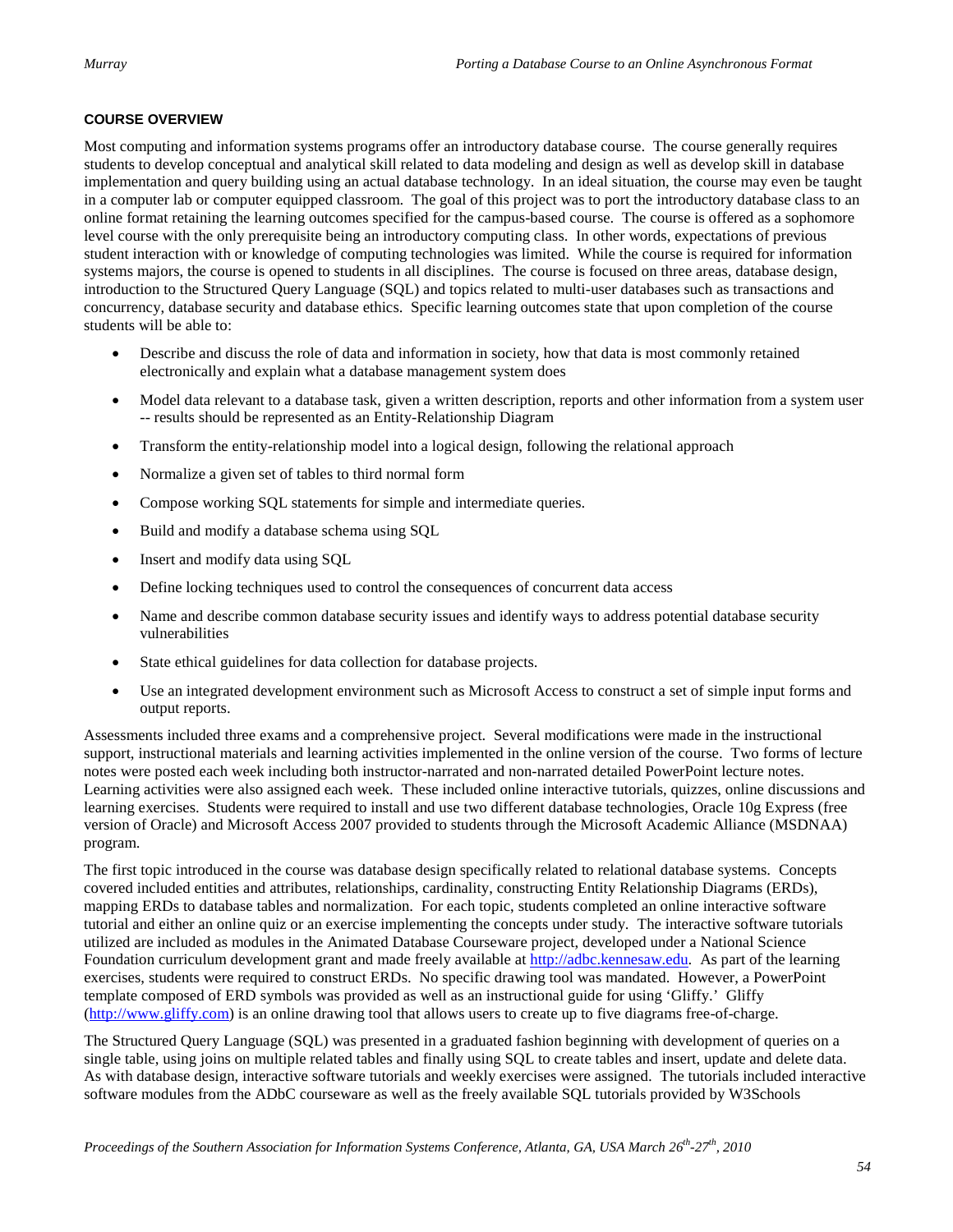## COURSE OVERVIEW

Most computing and information systems programs offer an introductory database course. The course generally requires students to develop conceptual and analytical skill related to data modeling and design as well as develop skill in database implementation and query building using an actual database technology. In an ideal situation, the course may even be taught in a computer lab or computer equipped classroom. The goal of this project was to port the introductory database class to an online format retaining the learning outcomes specified for the campus-based course. The course is offered as a sophomore level course with the only prerequisite being an introductory computing class. In other words, expectations of previous student interaction with or knowledge of computing technologies was limited. While the course is required for information systems majors, the course is opened to students in all disciplines. The course is focused on three areas, database design, introduction to the Structured Query Language (SQL) and topics related to multi-user databases such as transactions and concurrency, database security and database ethics. Specific learning outcomes state that upon completion of the course students will be able to:

- Describe and discuss the role of data and information in society, how that data is most commonly retained electronically and explain what a database management system does
- Model data relevant to a database task, given a written description, reports and other information from a system user -- results should be represented as an Entity-Relationship Diagram
- Transform the entity-relationship model into a logical design, following the relational approach
- Normalize a given set of tables to third normal form
- Compose working SQL statements for simple and intermediate queries.
- Build and modify a database schema using SQL
- Insert and modify data using SQL
- Define locking techniques used to control the consequences of concurrent data access
- Name and describe common database security issues and identify ways to address potential database security vulnerabilities
- State ethical guidelines for data collection for database projects.
- Use an integrated development environment such as Microsoft Access to construct a set of simple input forms and output reports.

Assessments included three exams and a comprehensive project. Several modifications were made in the instructional support, instructional materials and learning activities implemented in the online version of the course. Two forms of lecture notes were posted each week including both instructor-narrated and non-narrated detailed PowerPoint lecture notes. Learning activities were also assigned each week. These included online interactive tutorials, quizzes, online discussions and learning exercises. Students were required to install and use two different database technologies, Oracle 10g Express (free version of Oracle) and Microsoft Access 2007 provided to students through the Microsoft Academic Alliance (MSDNAA) program.

The first topic introduced in the course was database design specifically related to relational database systems. Concepts covered included entities and attributes, relationships, cardinality, constructing Entity Relationship Diagrams (ERDs), mapping ERDs to database tables and normalization. For each topic, students completed an online interactive software tutorial and either an online quiz or an exercise implementing the concepts under study. The interactive software tutorials utilized are included as modules in the Animated Database Courseware project, developed under a National Science Foundation curriculum development grant and made freely available at http://adbc.kennesaw.edu. As part of the learning exercises, students were required to construct ERDs. No specific drawing tool was mandated. However, a PowerPoint template composed of ERD symbols was provided as well as an instructional guide for using 'Gliffy.' Gliffy (http://www.gliffy.com) is an online drawing tool that allows users to create up to five diagrams free-of-charge.

The Structured Query Language (SQL) was presented in a graduated fashion beginning with development of queries on a single table, using joins on multiple related tables and finally using SQL to create tables and insert, update and delete data. As with database design, interactive software tutorials and weekly exercises were assigned. The tutorials included interactive software modules from the ADbC courseware as well as the freely available SQL tutorials provided by W3Schools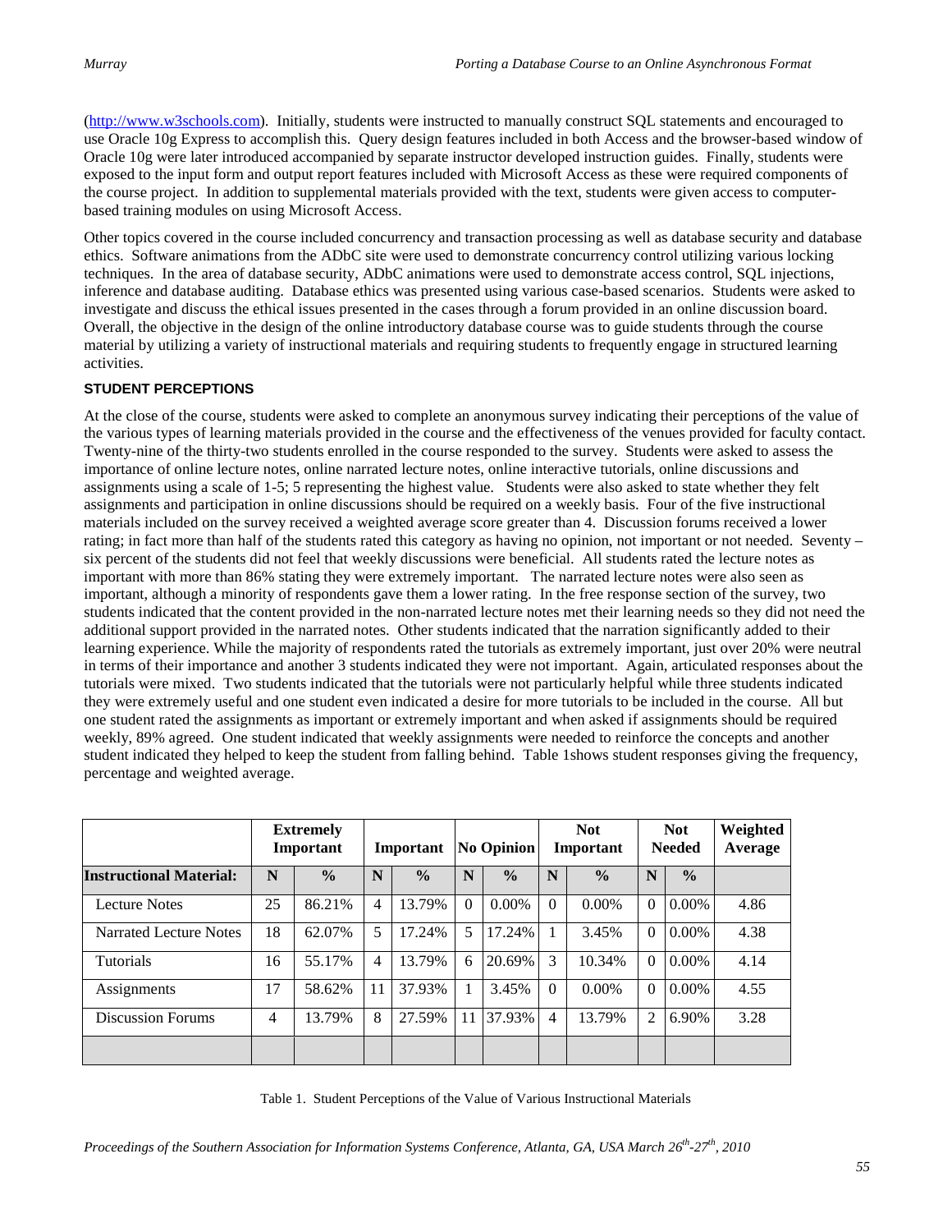(http://www.w3schools.com). Initially, students were instructed to manually construct SQL statements and encouraged to use Oracle 10g Express to accomplish this. Query design features included in both Access and the browser-based window of Oracle 10g were later introduced accompanied by separate instructor developed instruction guides. Finally, students were exposed to the input form and output report features included with Microsoft Access as these were required components of the course project. In addition to supplemental materials provided with the text, students were given access to computer-based training modules on using Microsoft Access.

Other topics covered in the course included concurrency and transaction processing as well as database security and database ethics. Software animations from the ADbC site were used to demonstrate concurrency control utilizing various locking techniques. In the area of database security, ADbC animations were used to demonstrate access control, SQL injections, inference and database auditing. Database ethics was presented using various case-based scenarios. Students were asked to investigate and discuss the ethical issues presented in the cases through a forum provided in an online discussion board. Overall, the objective in the design of the online introductory database course was to guide students through the course material by utilizing a variety of instructional materials and requiring students to frequently engage in structured learning activities.

### STUDENT PERCEPTIONS

At the close of the course, students were asked to complete an anonymous survey indicating their perceptions of the value of the various types of learning materials provided in the course and the effectiveness of the venues provided for faculty contact. Twenty-nine of the thirty-two students enrolled in the course responded to the survey. Students were asked to assess the importance of online lecture notes, online narrated lecture notes, online interactive tutorials, online discussions and assignments using a scale of 1-5; 5 representing the highest value. Students were also asked to state whether they felt assignments and participation in online discussions should be required on a weekly basis. Four of the five instructional materials included on the survey received a weighted average score greater than 4. Discussion forums received a lower rating; in fact more than half of the students rated this category as having no opinion, not important or not needed. Seventy – six percent of the students did not feel that weekly discussions were beneficial. All students rated the lecture notes as important with more than 86% stating they were extremely important. The narrated lecture notes were also seen as important, although a minority of respondents gave them a lower rating. In the free response section of the survey, two students indicated that the content provided in the non-narrated lecture notes met their learning needs so they did not need the additional support provided in the narrated notes. Other students indicated that the narration significantly added to their learning experience. While the majority of respondents rated the tutorials as extremely important, just over 20% were neutral in terms of their importance and another 3 students indicated they were not important. Again, articulated responses about the tutorials were mixed. Two students indicated that the tutorials were not particularly helpful while three students indicated they were extremely useful and one student even indicated a desire for more tutorials to be included in the course. All but one student rated the assignments as important or extremely important and when asked if assignments should be required weekly, 89% agreed. One student indicated that weekly assignments were needed to reinforce the concepts and another student indicated they helped to keep the student from falling behind. Table 1shows student responses giving the frequency, percentage and weighted average.

| | Extremely Important | | Important | | No Opinion | | Not Important | | Not Needed | | Weighted Average |
|---|---|---|---|---|---|---|---|---|---|---|---|
| **Instructional Material:** | **N** | **%** | **N** | **%** | **N** | **%** | **N** | **%** | **N** | **%** | |
| Lecture Notes | 25 | 86.21% | 4 | 13.79% | 0 | 0.00% | 0 | 0.00% | 0 | 0.00% | 4.86 |
| Narrated Lecture Notes | 18 | 62.07% | 5 | 17.24% | 5 | 17.24% | 1 | 3.45% | 0 | 0.00% | 4.38 |
| Tutorials | 16 | 55.17% | 4 | 13.79% | 6 | 20.69% | 3 | 10.34% | 0 | 0.00% | 4.14 |
| Assignments | 17 | 58.62% | 11 | 37.93% | 1 | 3.45% | 0 | 0.00% | 0 | 0.00% | 4.55 |
| Discussion Forums | 4 | 13.79% | 8 | 27.59% | 11 | 37.93% | 4 | 13.79% | 2 | 6.90% | 3.28 |

Table 1. Student Perceptions of the Value of Various Instructional Materials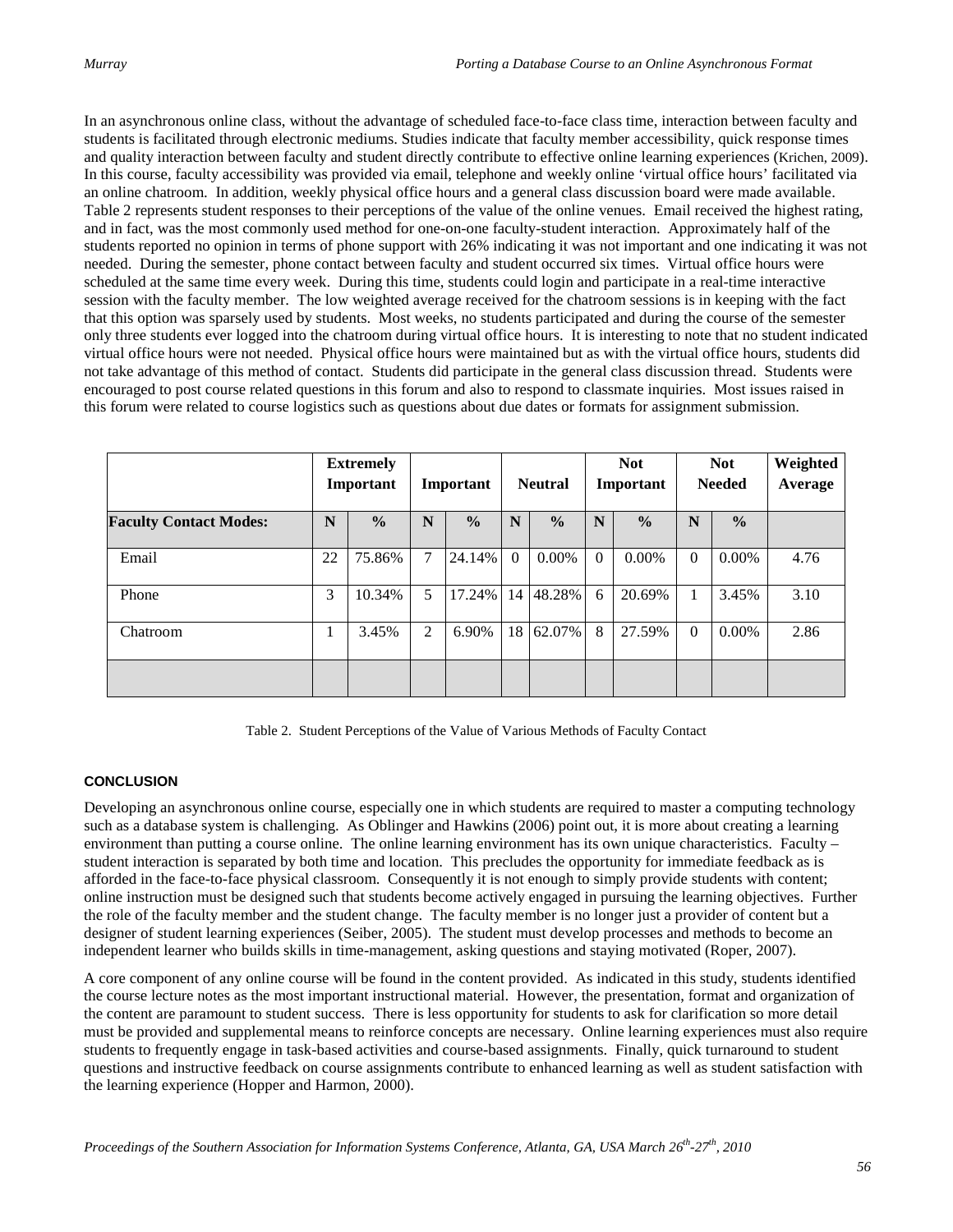In an asynchronous online class, without the advantage of scheduled face-to-face class time, interaction between faculty and students is facilitated through electronic mediums. Studies indicate that faculty member accessibility, quick response times and quality interaction between faculty and student directly contribute to effective online learning experiences (Krichen, 2009). In this course, faculty accessibility was provided via email, telephone and weekly online 'virtual office hours' facilitated via an online chatroom. In addition, weekly physical office hours and a general class discussion board were made available. Table 2 represents student responses to their perceptions of the value of the online venues. Email received the highest rating, and in fact, was the most commonly used method for one-on-one faculty-student interaction. Approximately half of the students reported no opinion in terms of phone support with 26% indicating it was not important and one indicating it was not needed. During the semester, phone contact between faculty and student occurred six times. Virtual office hours were scheduled at the same time every week. During this time, students could login and participate in a real-time interactive session with the faculty member. The low weighted average received for the chatroom sessions is in keeping with the fact that this option was sparsely used by students. Most weeks, no students participated and during the course of the semester only three students ever logged into the chatroom during virtual office hours. It is interesting to note that no student indicated virtual office hours were not needed. Physical office hours were maintained but as with the virtual office hours, students did not take advantage of this method of contact. Students did participate in the general class discussion thread. Students were encouraged to post course related questions in this forum and also to respond to classmate inquiries. Most issues raised in this forum were related to course logistics such as questions about due dates or formats for assignment submission.

| | Extremely Important | | Important | | Neutral | | Not Important | | Not Needed | | Weighted Average |
|---|---|---|---|---|---|---|---|---|---|---|---|
| **Faculty Contact Modes:** | **N** | **%** | **N** | **%** | **N** | **%** | **N** | **%** | **N** | **%** | |
| Email | 22 | 75.86% | 7 | 24.14% | 0 | 0.00% | 0 | 0.00% | 0 | 0.00% | 4.76 |
| Phone | 3 | 10.34% | 5 | 17.24% | 14 | 48.28% | 6 | 20.69% | 1 | 3.45% | 3.10 |
| Chatroom | 1 | 3.45% | 2 | 6.90% | 18 | 62.07% | 8 | 27.59% | 0 | 0.00% | 2.86 |
| | | | | | | | | | | | |

Table 2. Student Perceptions of the Value of Various Methods of Faculty Contact

## CONCLUSION

Developing an asynchronous online course, especially one in which students are required to master a computing technology such as a database system is challenging. As Oblinger and Hawkins (2006) point out, it is more about creating a learning environment than putting a course online. The online learning environment has its own unique characteristics. Faculty – student interaction is separated by both time and location. This precludes the opportunity for immediate feedback as is afforded in the face-to-face physical classroom. Consequently it is not enough to simply provide students with content; online instruction must be designed such that students become actively engaged in pursuing the learning objectives. Further the role of the faculty member and the student change. The faculty member is no longer just a provider of content but a designer of student learning experiences (Seiber, 2005). The student must develop processes and methods to become an independent learner who builds skills in time-management, asking questions and staying motivated (Roper, 2007).

A core component of any online course will be found in the content provided. As indicated in this study, students identified the course lecture notes as the most important instructional material. However, the presentation, format and organization of the content are paramount to student success. There is less opportunity for students to ask for clarification so more detail must be provided and supplemental means to reinforce concepts are necessary. Online learning experiences must also require students to frequently engage in task-based activities and course-based assignments. Finally, quick turnaround to student questions and instructive feedback on course assignments contribute to enhanced learning as well as student satisfaction with the learning experience (Hopper and Harmon, 2000).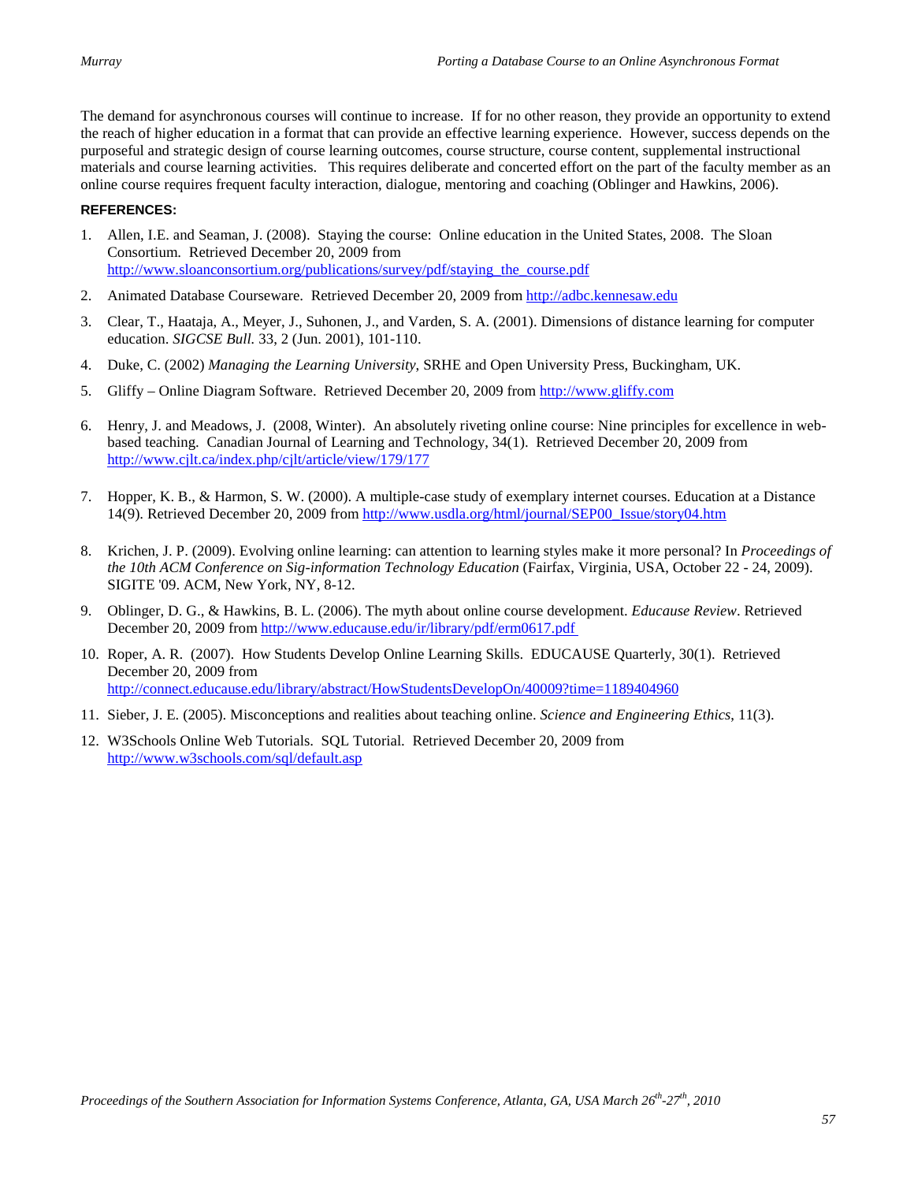The demand for asynchronous courses will continue to increase. If for no other reason, they provide an opportunity to extend the reach of higher education in a format that can provide an effective learning experience. However, success depends on the purposeful and strategic design of course learning outcomes, course structure, course content, supplemental instructional materials and course learning activities. This requires deliberate and concerted effort on the part of the faculty member as an online course requires frequent faculty interaction, dialogue, mentoring and coaching (Oblinger and Hawkins, 2006).

**REFERENCES:**

1. Allen, I.E. and Seaman, J. (2008). Staying the course: Online education in the United States, 2008. The Sloan Consortium. Retrieved December 20, 2009 from http://www.sloanconsortium.org/publications/survey/pdf/staying_the_course.pdf
2. Animated Database Courseware. Retrieved December 20, 2009 from http://adbc.kennesaw.edu
3. Clear, T., Haataja, A., Meyer, J., Suhonen, J., and Varden, S. A. (2001). Dimensions of distance learning for computer education. *SIGCSE Bull.* 33, 2 (Jun. 2001), 101-110.
4. Duke, C. (2002) *Managing the Learning University*, SRHE and Open University Press, Buckingham, UK.
5. Gliffy – Online Diagram Software. Retrieved December 20, 2009 from http://www.gliffy.com
6. Henry, J. and Meadows, J. (2008, Winter). An absolutely riveting online course: Nine principles for excellence in web-based teaching. Canadian Journal of Learning and Technology, 34(1). Retrieved December 20, 2009 from http://www.cjlt.ca/index.php/cjlt/article/view/179/177
7. Hopper, K. B., & Harmon, S. W. (2000). A multiple-case study of exemplary internet courses. Education at a Distance 14(9). Retrieved December 20, 2009 from http://www.usdla.org/html/journal/SEP00_Issue/story04.htm
8. Krichen, J. P. (2009). Evolving online learning: can attention to learning styles make it more personal? In *Proceedings of the 10th ACM Conference on Sig-information Technology Education* (Fairfax, Virginia, USA, October 22 - 24, 2009). SIGITE '09. ACM, New York, NY, 8-12.
9. Oblinger, D. G., & Hawkins, B. L. (2006). The myth about online course development. *Educause Review*. Retrieved December 20, 2009 from http://www.educause.edu/ir/library/pdf/erm0617.pdf
10. Roper, A. R. (2007). How Students Develop Online Learning Skills. EDUCAUSE Quarterly, 30(1). Retrieved December 20, 2009 from http://connect.educause.edu/library/abstract/HowStudentsDevelopOn/40009?time=1189404960
11. Sieber, J. E. (2005). Misconceptions and realities about teaching online. *Science and Engineering Ethics*, 11(3).
12. W3Schools Online Web Tutorials. SQL Tutorial. Retrieved December 20, 2009 from http://www.w3schools.com/sql/default.asp